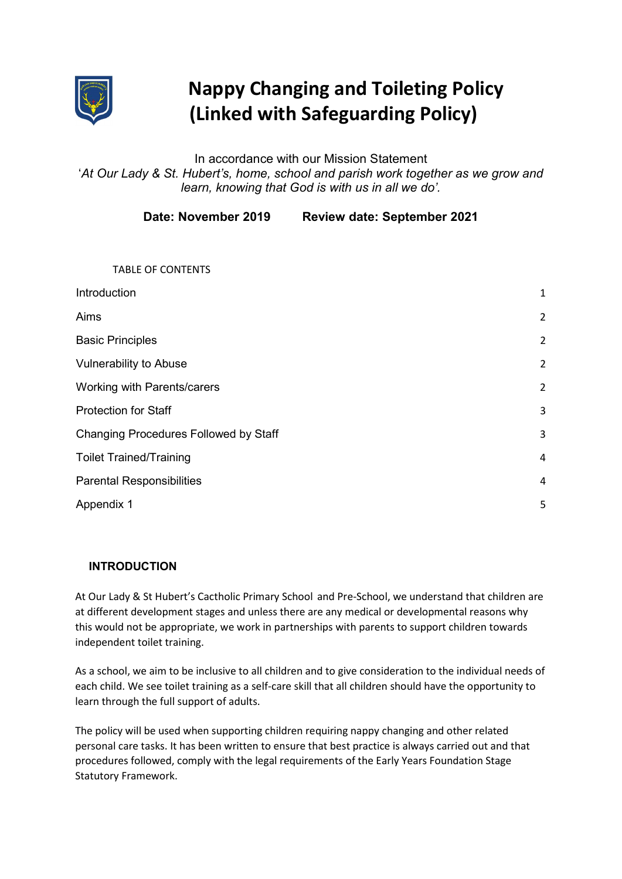# Nappy Changing and Toileting Policy (Linked with Safeguarding Policy)

In accordance with our Mission Statement
'*At Our Lady & St. Hubert's, home, school and parish work together as we grow and learn, knowing that God is with us in all we do'.*

**Date: November 2019 Review date: September 2021**

TABLE OF CONTENTS

| | |
|---|---|
| Introduction | 1 |
| Aims | 2 |
| Basic Principles | 2 |
| Vulnerability to Abuse | 2 |
| Working with Parents/carers | 2 |
| Protection for Staff | 3 |
| Changing Procedures Followed by Staff | 3 |
| Toilet Trained/Training | 4 |
| Parental Responsibilities | 4 |
| Appendix 1 | 5 |

## INTRODUCTION

At Our Lady & St Hubert's Cactholic Primary School and Pre-School, we understand that children are at different development stages and unless there are any medical or developmental reasons why this would not be appropriate, we work in partnerships with parents to support children towards independent toilet training.

As a school, we aim to be inclusive to all children and to give consideration to the individual needs of each child. We see toilet training as a self-care skill that all children should have the opportunity to learn through the full support of adults.

The policy will be used when supporting children requiring nappy changing and other related personal care tasks. It has been written to ensure that best practice is always carried out and that procedures followed, comply with the legal requirements of the Early Years Foundation Stage Statutory Framework.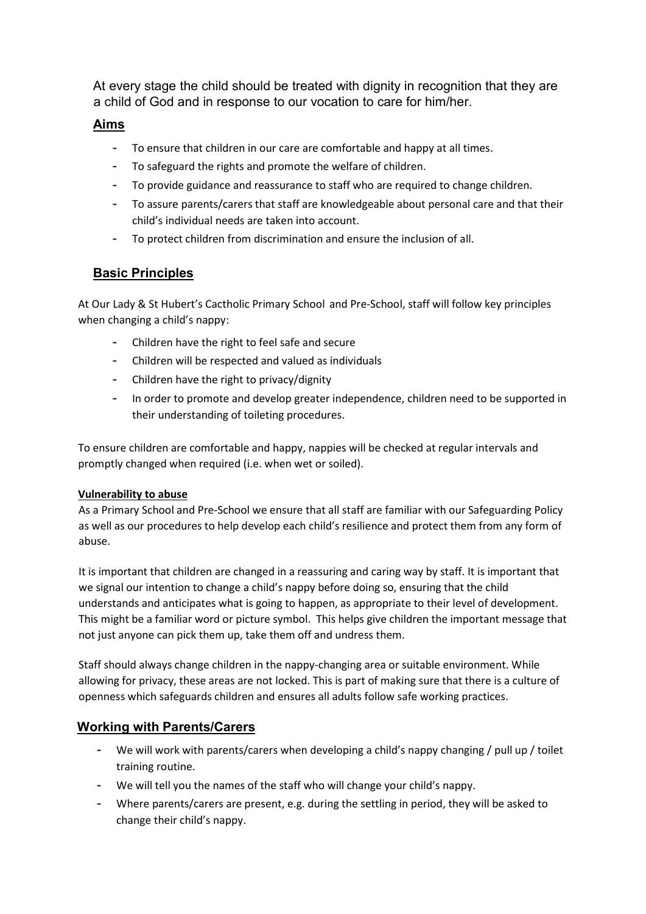At every stage the child should be treated with dignity in recognition that they are a child of God and in response to our vocation to care for him/her.

## Aims

- To ensure that children in our care are comfortable and happy at all times.
- To safeguard the rights and promote the welfare of children.
- To provide guidance and reassurance to staff who are required to change children.
- To assure parents/carers that staff are knowledgeable about personal care and that their child's individual needs are taken into account.
- To protect children from discrimination and ensure the inclusion of all.

## Basic Principles

At Our Lady & St Hubert's Cactholic Primary School and Pre-School, staff will follow key principles when changing a child's nappy:

- Children have the right to feel safe and secure
- Children will be respected and valued as individuals
- Children have the right to privacy/dignity
- In order to promote and develop greater independence, children need to be supported in their understanding of toileting procedures.

To ensure children are comfortable and happy, nappies will be checked at regular intervals and promptly changed when required (i.e. when wet or soiled).

### Vulnerability to abuse

As a Primary School and Pre-School we ensure that all staff are familiar with our Safeguarding Policy as well as our procedures to help develop each child's resilience and protect them from any form of abuse.

It is important that children are changed in a reassuring and caring way by staff. It is important that we signal our intention to change a child's nappy before doing so, ensuring that the child understands and anticipates what is going to happen, as appropriate to their level of development. This might be a familiar word or picture symbol. This helps give children the important message that not just anyone can pick them up, take them off and undress them.

Staff should always change children in the nappy-changing area or suitable environment. While allowing for privacy, these areas are not locked. This is part of making sure that there is a culture of openness which safeguards children and ensures all adults follow safe working practices.

## Working with Parents/Carers

- We will work with parents/carers when developing a child's nappy changing / pull up / toilet training routine.
- We will tell you the names of the staff who will change your child's nappy.
- Where parents/carers are present, e.g. during the settling in period, they will be asked to change their child's nappy.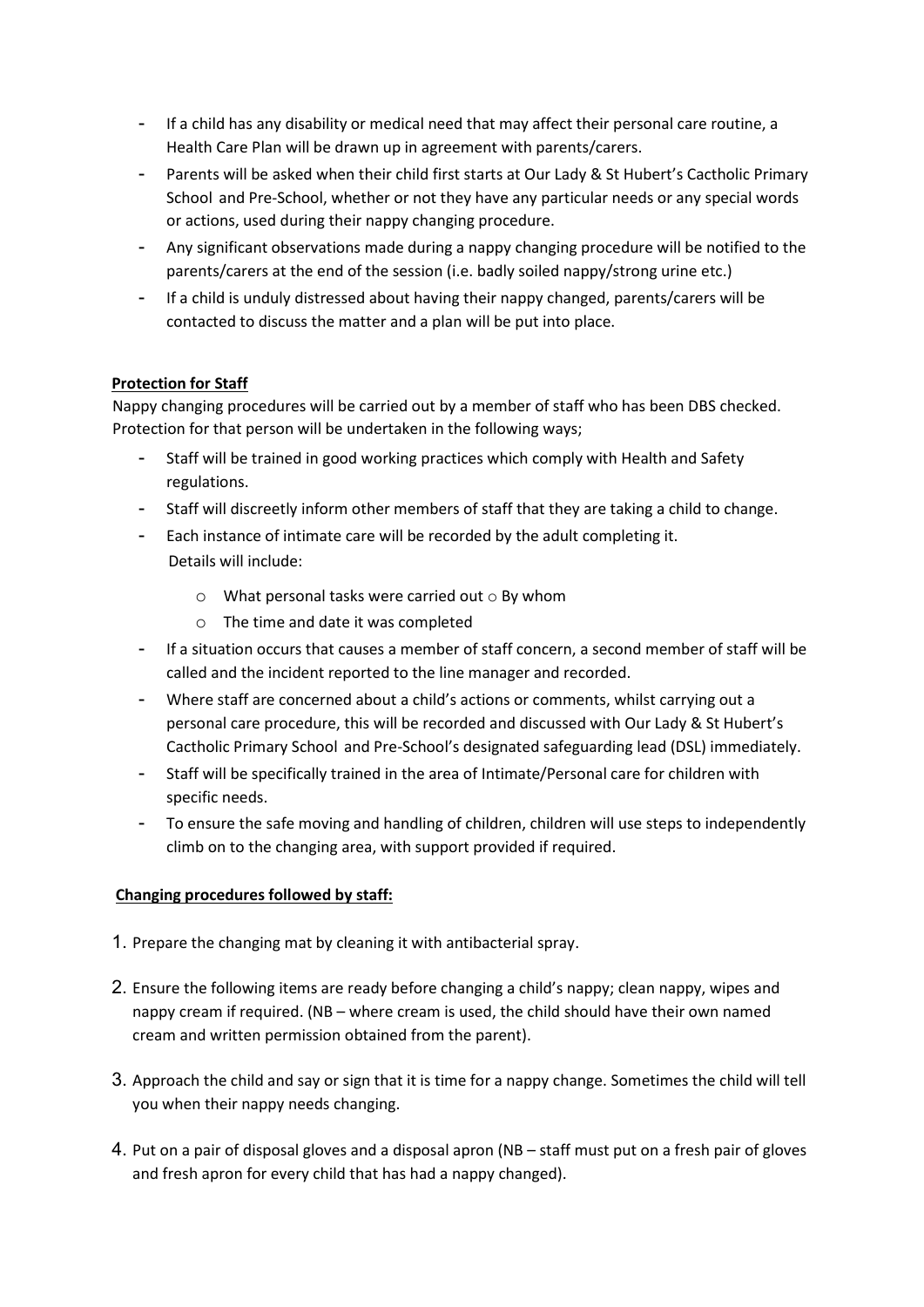- If a child has any disability or medical need that may affect their personal care routine, a Health Care Plan will be drawn up in agreement with parents/carers.
- Parents will be asked when their child first starts at Our Lady & St Hubert's Cactholic Primary School and Pre-School, whether or not they have any particular needs or any special words or actions, used during their nappy changing procedure.
- Any significant observations made during a nappy changing procedure will be notified to the parents/carers at the end of the session (i.e. badly soiled nappy/strong urine etc.)
- If a child is unduly distressed about having their nappy changed, parents/carers will be contacted to discuss the matter and a plan will be put into place.

**Protection for Staff**

Nappy changing procedures will be carried out by a member of staff who has been DBS checked. Protection for that person will be undertaken in the following ways;

- Staff will be trained in good working practices which comply with Health and Safety regulations.
- Staff will discreetly inform other members of staff that they are taking a child to change.
- Each instance of intimate care will be recorded by the adult completing it. Details will include:
  - What personal tasks were carried out
  - By whom
  - The time and date it was completed
- If a situation occurs that causes a member of staff concern, a second member of staff will be called and the incident reported to the line manager and recorded.
- Where staff are concerned about a child's actions or comments, whilst carrying out a personal care procedure, this will be recorded and discussed with Our Lady & St Hubert's Cactholic Primary School and Pre-School's designated safeguarding lead (DSL) immediately.
- Staff will be specifically trained in the area of Intimate/Personal care for children with specific needs.
- To ensure the safe moving and handling of children, children will use steps to independently climb on to the changing area, with support provided if required.

**Changing procedures followed by staff:**

1. Prepare the changing mat by cleaning it with antibacterial spray.
2. Ensure the following items are ready before changing a child's nappy; clean nappy, wipes and nappy cream if required. (NB – where cream is used, the child should have their own named cream and written permission obtained from the parent).
3. Approach the child and say or sign that it is time for a nappy change. Sometimes the child will tell you when their nappy needs changing.
4. Put on a pair of disposal gloves and a disposal apron (NB – staff must put on a fresh pair of gloves and fresh apron for every child that has had a nappy changed).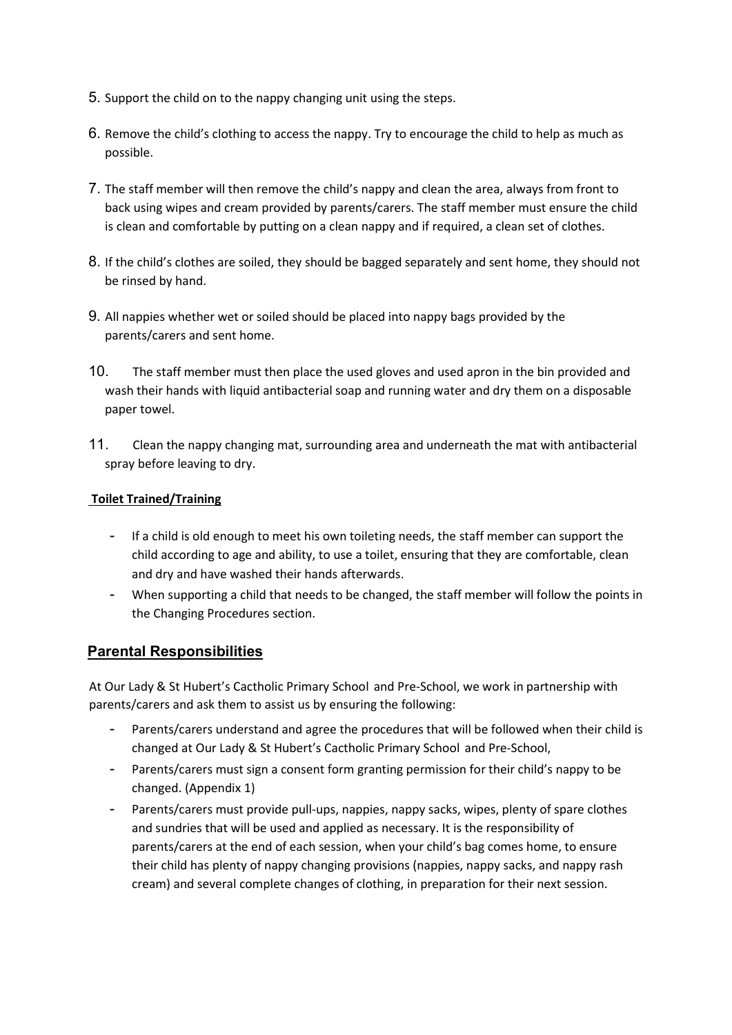5. Support the child on to the nappy changing unit using the steps.
6. Remove the child's clothing to access the nappy. Try to encourage the child to help as much as possible.
7. The staff member will then remove the child's nappy and clean the area, always from front to back using wipes and cream provided by parents/carers. The staff member must ensure the child is clean and comfortable by putting on a clean nappy and if required, a clean set of clothes.
8. If the child's clothes are soiled, they should be bagged separately and sent home, they should not be rinsed by hand.
9. All nappies whether wet or soiled should be placed into nappy bags provided by the parents/carers and sent home.
10. The staff member must then place the used gloves and used apron in the bin provided and wash their hands with liquid antibacterial soap and running water and dry them on a disposable paper towel.
11. Clean the nappy changing mat, surrounding area and underneath the mat with antibacterial spray before leaving to dry.

**Toilet Trained/Training**

- If a child is old enough to meet his own toileting needs, the staff member can support the child according to age and ability, to use a toilet, ensuring that they are comfortable, clean and dry and have washed their hands afterwards.
- When supporting a child that needs to be changed, the staff member will follow the points in the Changing Procedures section.

## Parental Responsibilities

At Our Lady & St Hubert's Cactholic Primary School and Pre-School, we work in partnership with parents/carers and ask them to assist us by ensuring the following:

- Parents/carers understand and agree the procedures that will be followed when their child is changed at Our Lady & St Hubert's Cactholic Primary School and Pre-School,
- Parents/carers must sign a consent form granting permission for their child's nappy to be changed. (Appendix 1)
- Parents/carers must provide pull-ups, nappies, nappy sacks, wipes, plenty of spare clothes and sundries that will be used and applied as necessary. It is the responsibility of parents/carers at the end of each session, when your child's bag comes home, to ensure their child has plenty of nappy changing provisions (nappies, nappy sacks, and nappy rash cream) and several complete changes of clothing, in preparation for their next session.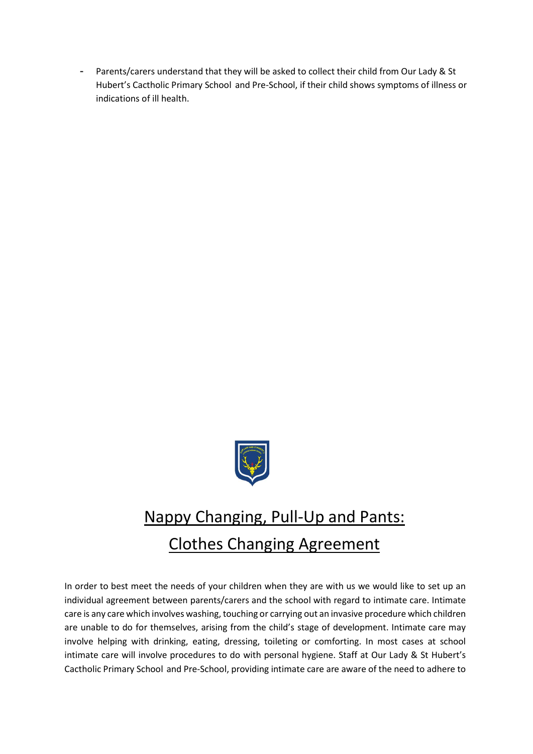- Parents/carers understand that they will be asked to collect their child from Our Lady & St Hubert's Cactholic Primary School and Pre-School, if their child shows symptoms of illness or indications of ill health.

# Nappy Changing, Pull-Up and Pants: Clothes Changing Agreement

In order to best meet the needs of your children when they are with us we would like to set up an individual agreement between parents/carers and the school with regard to intimate care. Intimate care is any care which involves washing, touching or carrying out an invasive procedure which children are unable to do for themselves, arising from the child's stage of development. Intimate care may involve helping with drinking, eating, dressing, toileting or comforting. In most cases at school intimate care will involve procedures to do with personal hygiene. Staff at Our Lady & St Hubert's Cactholic Primary School and Pre-School, providing intimate care are aware of the need to adhere to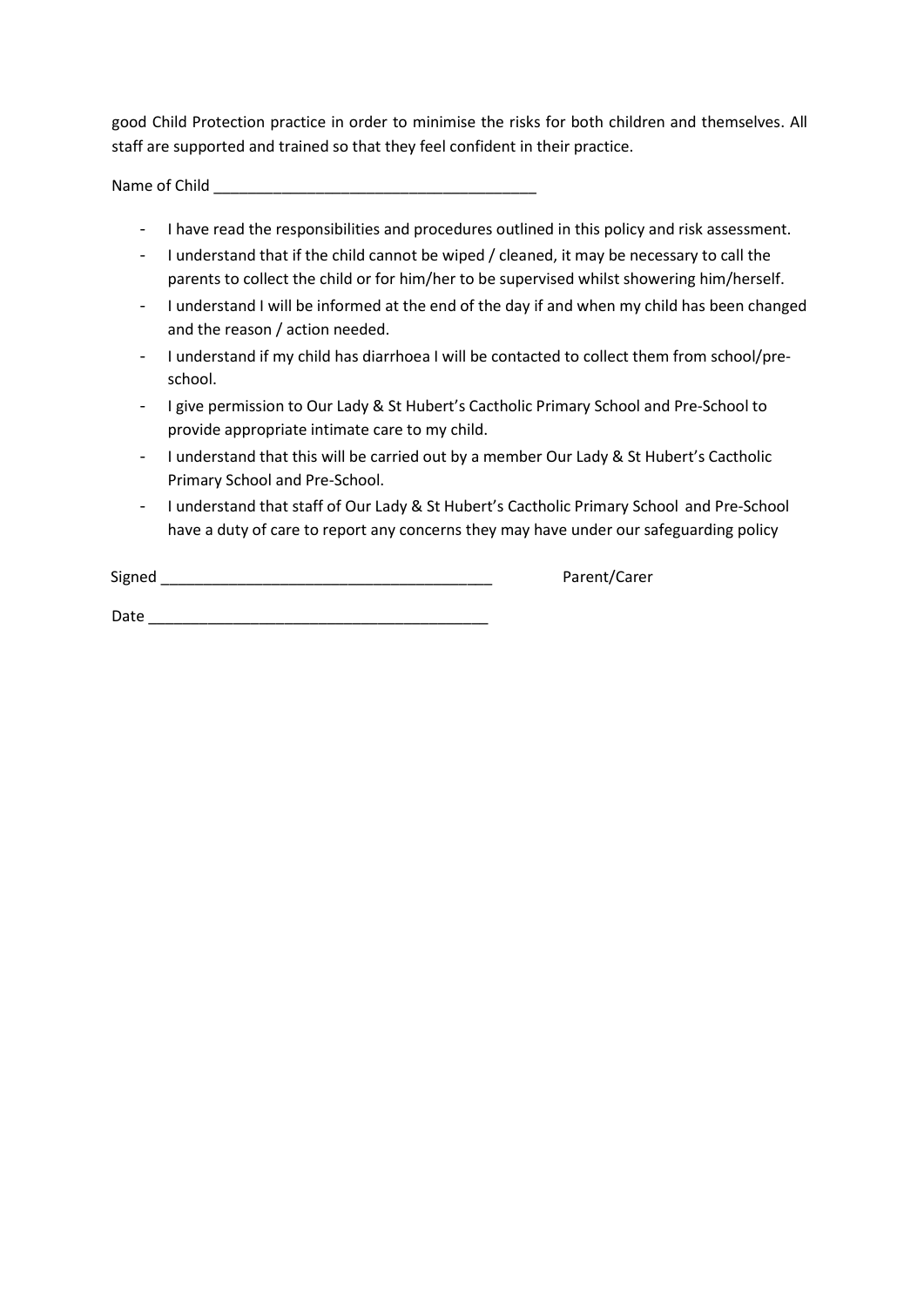good Child Protection practice in order to minimise the risks for both children and themselves. All staff are supported and trained so that they feel confident in their practice.

Name of Child ______________________________________

- I have read the responsibilities and procedures outlined in this policy and risk assessment.
- I understand that if the child cannot be wiped / cleaned, it may be necessary to call the parents to collect the child or for him/her to be supervised whilst showering him/herself.
- I understand I will be informed at the end of the day if and when my child has been changed and the reason / action needed.
- I understand if my child has diarrhoea I will be contacted to collect them from school/pre-school.
- I give permission to Our Lady & St Hubert's Cacthолic Primary School and Pre-School to provide appropriate intimate care to my child.
- I understand that this will be carried out by a member Our Lady & St Hubert's Cactholic Primary School and Pre-School.
- I understand that staff of Our Lady & St Hubert's Cactholic Primary School and Pre-School have a duty of care to report any concerns they may have under our safeguarding policy

Signed ______________________________________ Parent/Carer

Date ________________________________________

good Child Protection practice in order to minimise the risks for both children and themselves. All staff are supported and trained so that they feel confident in their practice.

Name of Child ______________________________________

- I have read the responsibilities and procedures outlined in this policy and risk assessment.
- I understand that if the child cannot be wiped / cleaned, it may be necessary to call the parents to collect the child or for him/her to be supervised whilst showering him/herself.
- I understand I will be informed at the end of the day if and when my child has been changed and the reason / action needed.
- I understand if my child has diarrhoea I will be contacted to collect them from school/pre-school.
- I give permission to Our Lady & St Hubert's Cactholic Primary School and Pre-School to provide appropriate intimate care to my child.
- I understand that this will be carried out by a member Our Lady & St Hubert's Cactholic Primary School and Pre-School.
- I understand that staff of Our Lady & St Hubert's Cactholic Primary School and Pre-School have a duty of care to report any concerns they may have under our safeguarding policy

Signed ______________________________________ Parent/Carer

Date ________________________________________